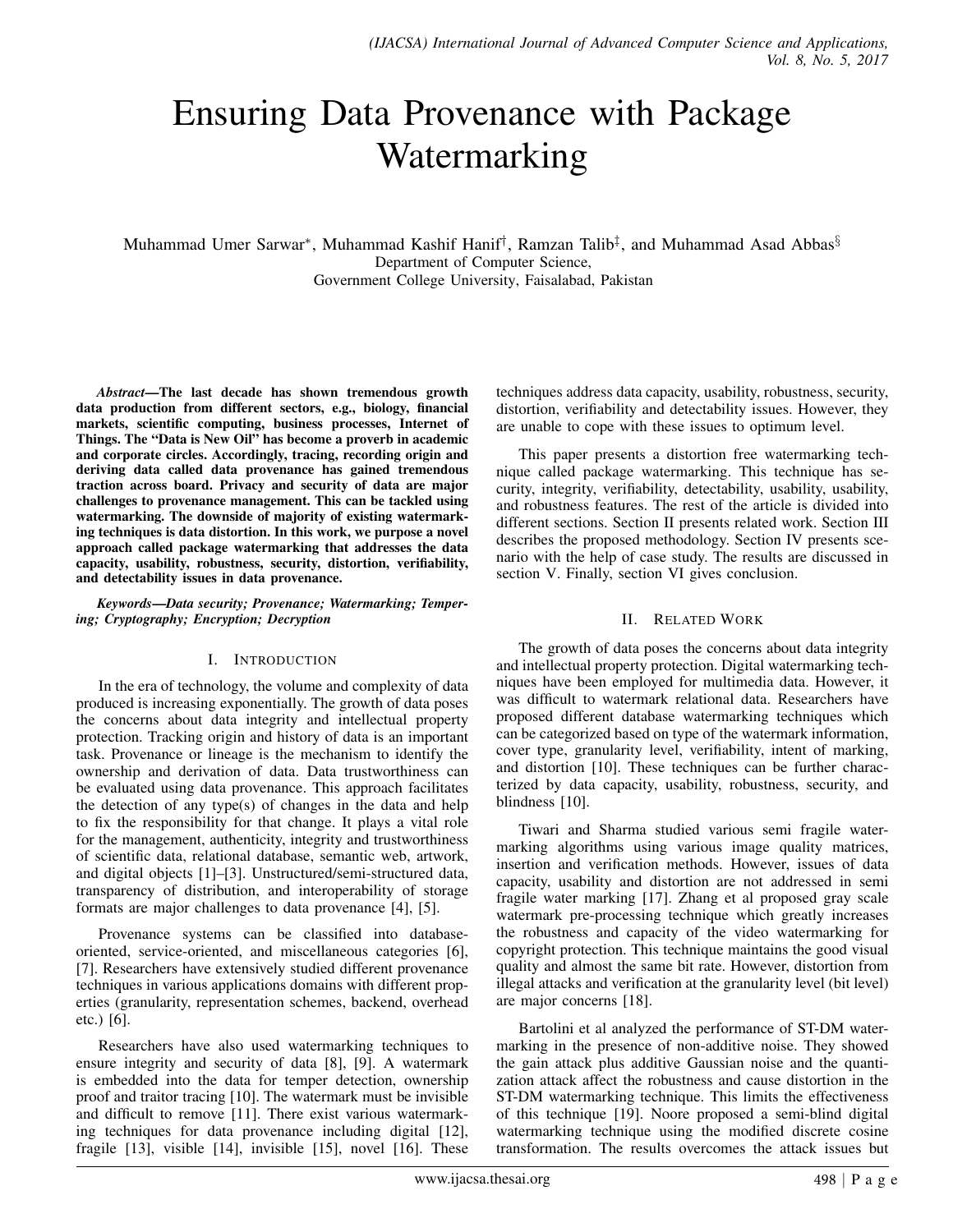# Ensuring Data Provenance with Package Watermarking

Muhammad Umer Sarwar*, Muhammad Kashif Hanif†, Ramzan Talib‡, and Muhammad Asad Abbas§
Department of Computer Science,
Government College University, Faisalabad, Pakistan

***Abstract*—The last decade has shown tremendous growth data production from different sectors, e.g., biology, financial markets, scientific computing, business processes, Internet of Things. The "Data is New Oil" has become a proverb in academic and corporate circles. Accordingly, tracing, recording origin and deriving data called data provenance has gained tremendous traction across board. Privacy and security of data are major challenges to provenance management. This can be tackled using watermarking. The downside of majority of existing watermarking techniques is data distortion. In this work, we purpose a novel approach called package watermarking that addresses the data capacity, usability, robustness, security, distortion, verifiability, and detectability issues in data provenance.**

***Keywords*—*Data security; Provenance; Watermarking; Tempering; Cryptography; Encryption; Decryption***

## I. Introduction

In the era of technology, the volume and complexity of data produced is increasing exponentially. The growth of data poses the concerns about data integrity and intellectual property protection. Tracking origin and history of data is an important task. Provenance or lineage is the mechanism to identify the ownership and derivation of data. Data trustworthiness can be evaluated using data provenance. This approach facilitates the detection of any type(s) of changes in the data and help to fix the responsibility for that change. It plays a vital role for the management, authenticity, integrity and trustworthiness of scientific data, relational database, semantic web, artwork, and digital objects [1]–[3]. Unstructured/semi-structured data, transparency of distribution, and interoperability of storage formats are major challenges to data provenance [4], [5].

Provenance systems can be classified into database-oriented, service-oriented, and miscellaneous categories [6], [7]. Researchers have extensively studied different provenance techniques in various applications domains with different properties (granularity, representation schemes, backend, overhead etc.) [6].

Researchers have also used watermarking techniques to ensure integrity and security of data [8], [9]. A watermark is embedded into the data for temper detection, ownership proof and traitor tracing [10]. The watermark must be invisible and difficult to remove [11]. There exist various watermarking techniques for data provenance including digital [12], fragile [13], visible [14], invisible [15], novel [16]. These techniques address data capacity, usability, robustness, security, distortion, verifiability and detectability issues. However, they are unable to cope with these issues to optimum level.

This paper presents a distortion free watermarking technique called package watermarking. This technique has security, integrity, verifiability, detectability, usability, usability, and robustness features. The rest of the article is divided into different sections. Section II presents related work. Section III describes the proposed methodology. Section IV presents scenario with the help of case study. The results are discussed in section V. Finally, section VI gives conclusion.

## II. Related Work

The growth of data poses the concerns about data integrity and intellectual property protection. Digital watermarking techniques have been employed for multimedia data. However, it was difficult to watermark relational data. Researchers have proposed different database watermarking techniques which can be categorized based on type of the watermark information, cover type, granularity level, verifiability, intent of marking, and distortion [10]. These techniques can be further characterized by data capacity, usability, robustness, security, and blindness [10].

Tiwari and Sharma studied various semi fragile watermarking algorithms using various image quality matrices, insertion and verification methods. However, issues of data capacity, usability and distortion are not addressed in semi fragile water marking [17]. Zhang et al proposed gray scale watermark pre-processing technique which greatly increases the robustness and capacity of the video watermarking for copyright protection. This technique maintains the good visual quality and almost the same bit rate. However, distortion from illegal attacks and verification at the granularity level (bit level) are major concerns [18].

Bartolini et al analyzed the performance of ST-DM watermarking in the presence of non-additive noise. They showed the gain attack plus additive Gaussian noise and the quantization attack affect the robustness and cause distortion in the ST-DM watermarking technique. This limits the effectiveness of this technique [19]. Noore proposed a semi-blind digital watermarking technique using the modified discrete cosine transformation. The results overcomes the attack issues but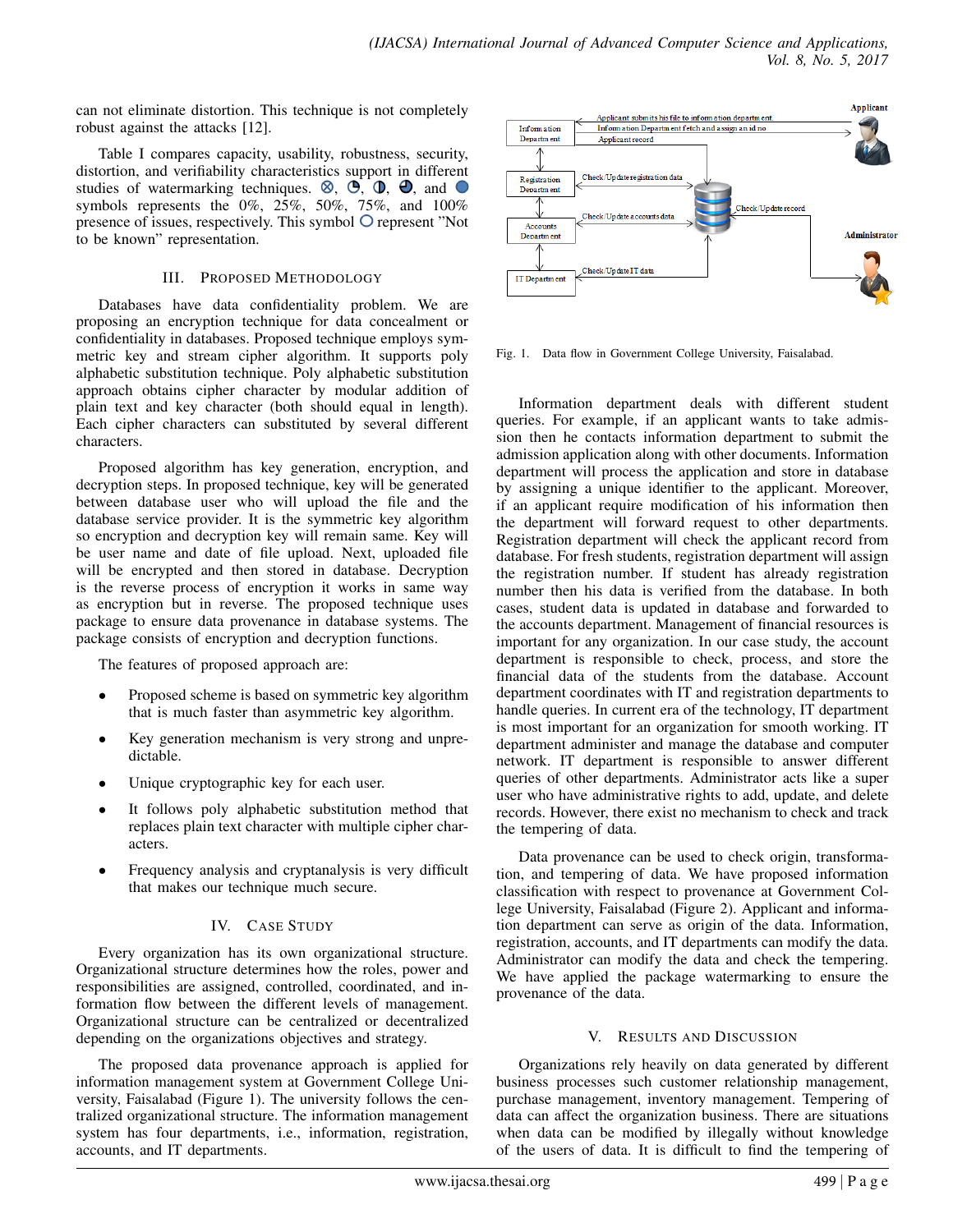can not eliminate distortion. This technique is not completely robust against the attacks [12].

Table I compares capacity, usability, robustness, security, distortion, and verifiability characteristics support in different studies of watermarking techniques. ⊗, ◔, ◑, ◕, and ● symbols represents the 0%, 25%, 50%, 75%, and 100% presence of issues, respectively. This symbol ○ represent "Not to be known" representation.

## III. Proposed Methodology

Databases have data confidentiality problem. We are proposing an encryption technique for data concealment or confidentiality in databases. Proposed technique employs symmetric key and stream cipher algorithm. It supports poly alphabetic substitution technique. Poly alphabetic substitution approach obtains cipher character by modular addition of plain text and key character (both should equal in length). Each cipher characters can substituted by several different characters.

Proposed algorithm has key generation, encryption, and decryption steps. In proposed technique, key will be generated between database user who will upload the file and the database service provider. It is the symmetric key algorithm so encryption and decryption key will remain same. Key will be user name and date of file upload. Next, uploaded file will be encrypted and then stored in database. Decryption is the reverse process of encryption it works in same way as encryption but in reverse. The proposed technique uses package to ensure data provenance in database systems. The package consists of encryption and decryption functions.

The features of proposed approach are:

- Proposed scheme is based on symmetric key algorithm that is much faster than asymmetric key algorithm.
- Key generation mechanism is very strong and unpredictable.
- Unique cryptographic key for each user.
- It follows poly alphabetic substitution method that replaces plain text character with multiple cipher characters.
- Frequency analysis and cryptanalysis is very difficult that makes our technique much secure.

## IV. Case Study

Every organization has its own organizational structure. Organizational structure determines how the roles, power and responsibilities are assigned, controlled, coordinated, and information flow between the different levels of management. Organizational structure can be centralized or decentralized depending on the organizations objectives and strategy.

The proposed data provenance approach is applied for information management system at Government College University, Faisalabad (Figure 1). The university follows the centralized organizational structure. The information management system has four departments, i.e., information, registration, accounts, and IT departments.

Fig. 1. Data flow in Government College University, Faisalabad.

Information department deals with different student queries. For example, if an applicant wants to take admission then he contacts information department to submit the admission application along with other documents. Information department will process the application and store in database by assigning a unique identifier to the applicant. Moreover, if an applicant require modification of his information then the department will forward request to other departments. Registration department will check the applicant record from database. For fresh students, registration department will assign the registration number. If student has already registration number then his data is verified from the database. In both cases, student data is updated in database and forwarded to the accounts department. Management of financial resources is important for any organization. In our case study, the account department is responsible to check, process, and store the financial data of the students from the database. Account department coordinates with IT and registration departments to handle queries. In current era of the technology, IT department is most important for an organization for smooth working. IT department administer and manage the database and computer network. IT department is responsible to answer different queries of other departments. Administrator acts like a super user who have administrative rights to add, update, and delete records. However, there exist no mechanism to check and track the tempering of data.

Data provenance can be used to check origin, transformation, and tempering of data. We have proposed information classification with respect to provenance at Government College University, Faisalabad (Figure 2). Applicant and information department can serve as origin of the data. Information, registration, accounts, and IT departments can modify the data. Administrator can modify the data and check the tempering. We have applied the package watermarking to ensure the provenance of the data.

## V. Results and Discussion

Organizations rely heavily on data generated by different business processes such customer relationship management, purchase management, inventory management. Tempering of data can affect the organization business. There are situations when data can be modified by illegally without knowledge of the users of data. It is difficult to find the tempering of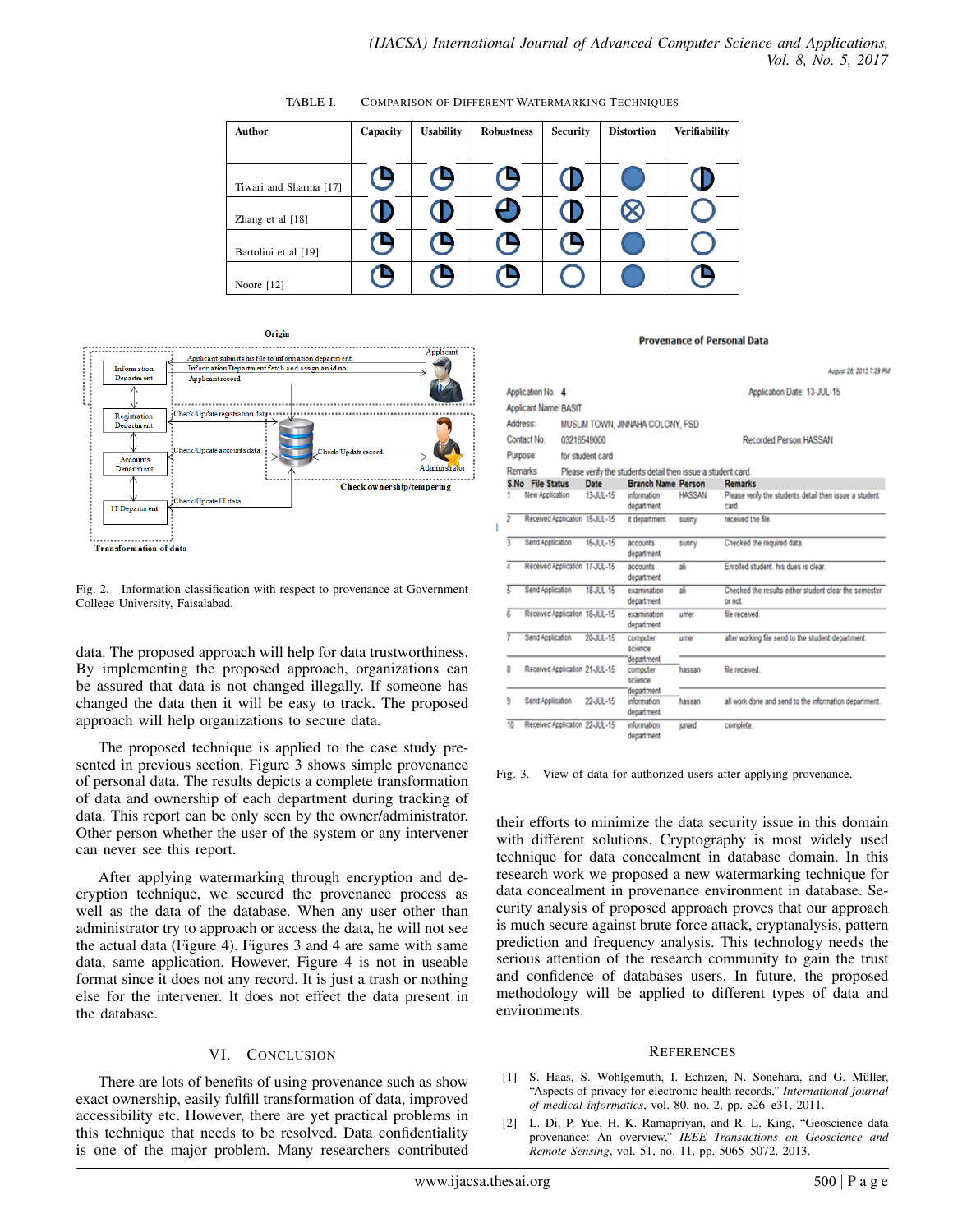TABLE I. COMPARISON OF DIFFERENT WATERMARKING TECHNIQUES

| Author | Capacity | Usability | Robustness | Security | Distortion | Verifiability |
|---|---|---|---|---|---|---|
| Tiwari and Sharma [17] | ◔ | ◔ | ◔ | ◑ | ● | ◑ |
| Zhang et al [18] | ◑ | ◑ | ◕ | ◑ | ⊗ | ○ |
| Bartolini et al [19] | ◔ | ◔ | ◔ | ◔ | ● | ○ |
| Noore [12] | ◔ | ◔ | ◔ | ○ | ● | ◔ |

Fig. 2. Information classification with respect to provenance at Government College University, Faisalabad.

Fig. 3. View of data for authorized users after applying provenance.

data. The proposed approach will help for data trustworthiness. By implementing the proposed approach, organizations can be assured that data is not changed illegally. If someone has changed the data then it will be easy to track. The proposed approach will help organizations to secure data.

The proposed technique is applied to the case study presented in previous section. Figure 3 shows simple provenance of personal data. The results depicts a complete transformation of data and ownership of each department during tracking of data. This report can be only seen by the owner/administrator. Other person whether the user of the system or any intervener can never see this report.

After applying watermarking through encryption and decryption technique, we secured the provenance process as well as the data of the database. When any user other than administrator try to approach or access the data, he will not see the actual data (Figure 4). Figures 3 and 4 are same with same data, same application. However, Figure 4 is not in useable format since it does not any record. It is just a trash or nothing else for the intervener. It does not effect the data present in the database.

## VI. CONCLUSION

There are lots of benefits of using provenance such as show exact ownership, easily fulfill transformation of data, improved accessibility etc. However, there are yet practical problems in this technique that needs to be resolved. Data confidentiality is one of the major problem. Many researchers contributed their efforts to minimize the data security issue in this domain with different solutions. Cryptography is most widely used technique for data concealment in database domain. In this research work we proposed a new watermarking technique for data concealment in provenance environment in database. Security analysis of proposed approach proves that our approach is much secure against brute force attack, cryptanalysis, pattern prediction and frequency analysis. This technology needs the serious attention of the research community to gain the trust and confidence of databases users. In future, the proposed methodology will be applied to different types of data and environments.

## REFERENCES

[1] S. Haas, S. Wohlgemuth, I. Echizen, N. Sonehara, and G. Müller, "Aspects of privacy for electronic health records," *International journal of medical informatics*, vol. 80, no. 2, pp. e26–e31, 2011.

[2] L. Di, P. Yue, H. K. Ramapriyan, and R. L. King, "Geoscience data provenance: An overview," *IEEE Transactions on Geoscience and Remote Sensing*, vol. 51, no. 11, pp. 5065–5072, 2013.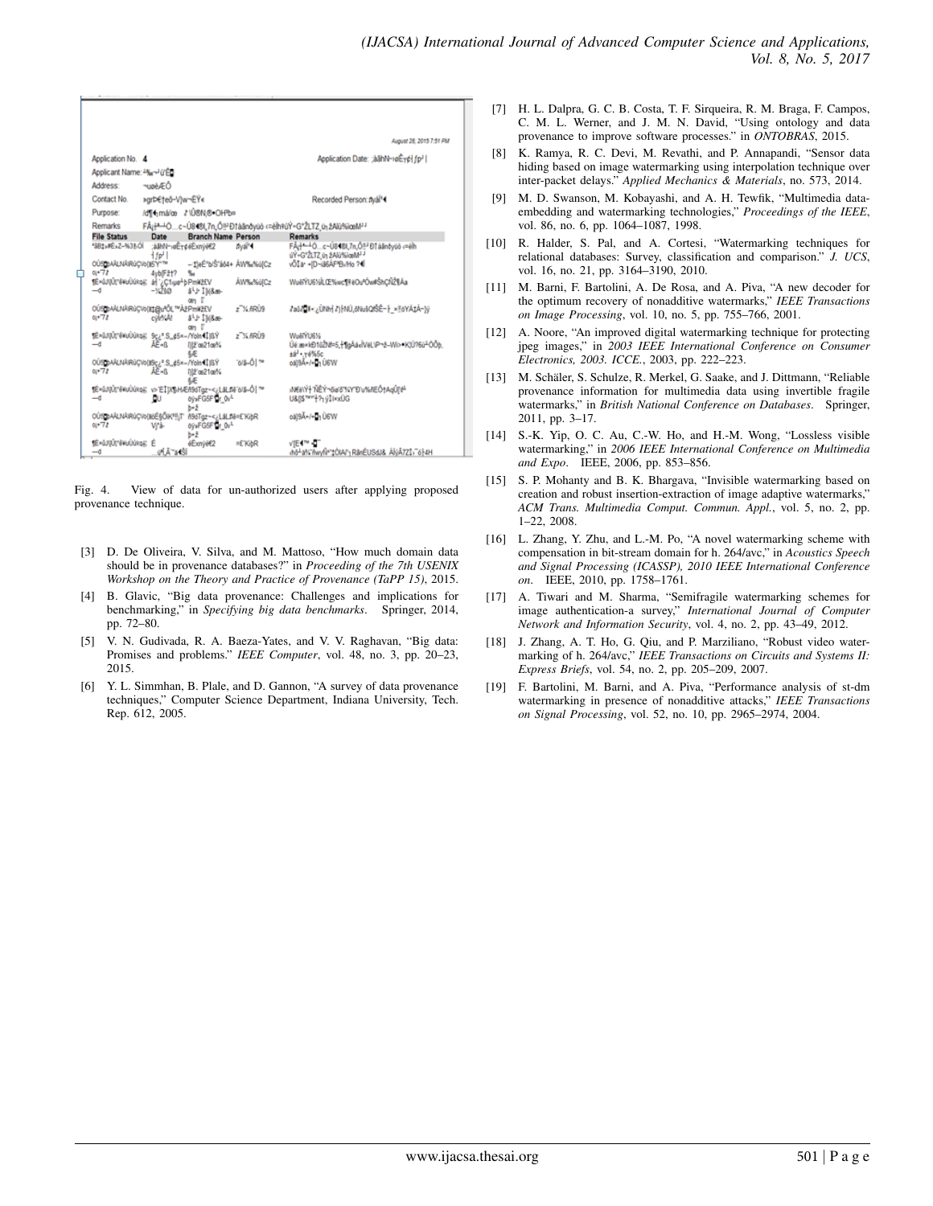Fig. 4. View of data for un-authorized users after applying proposed provenance technique.

[3] D. De Oliveira, V. Silva, and M. Mattoso, "How much domain data should be in provenance databases?" in *Proceeding of the 7th USENIX Workshop on the Theory and Practice of Provenance (TaPP 15)*, 2015.

[4] B. Glavic, "Big data provenance: Challenges and implications for benchmarking," in *Specifying big data benchmarks*. Springer, 2014, pp. 72–80.

[5] V. N. Gudivada, R. A. Baeza-Yates, and V. V. Raghavan, "Big data: Promises and problems." *IEEE Computer*, vol. 48, no. 3, pp. 20–23, 2015.

[6] Y. L. Simmhan, B. Plale, and D. Gannon, "A survey of data provenance techniques," Computer Science Department, Indiana University, Tech. Rep. 612, 2005.

[7] H. L. Dalpra, G. C. B. Costa, T. F. Sirqueira, R. M. Braga, F. Campos, C. M. L. Werner, and J. M. N. David, "Using ontology and data provenance to improve software processes." in *ONTOBRAS*, 2015.

[8] K. Ramya, R. C. Devi, M. Revathi, and P. Annapandi, "Sensor data hiding based on image watermarking using interpolation technique over inter-packet delays." *Applied Mechanics & Materials*, no. 573, 2014.

[9] M. D. Swanson, M. Kobayashi, and A. H. Tewfik, "Multimedia data-embedding and watermarking technologies," *Proceedings of the IEEE*, vol. 86, no. 6, pp. 1064–1087, 1998.

[10] R. Halder, S. Pal, and A. Cortesi, "Watermarking techniques for relational databases: Survey, classification and comparison." *J. UCS*, vol. 16, no. 21, pp. 3164–3190, 2010.

[11] M. Barni, F. Bartolini, A. De Rosa, and A. Piva, "A new decoder for the optimum recovery of nonadditive watermarks," *IEEE Transactions on Image Processing*, vol. 10, no. 5, pp. 755–766, 2001.

[12] A. Noore, "An improved digital watermarking technique for protecting jpeg images," in *2003 IEEE International Conference on Consumer Electronics, 2003. ICCE.*, 2003, pp. 222–223.

[13] M. Schäler, S. Schulze, R. Merkel, G. Saake, and J. Dittmann, "Reliable provenance information for multimedia data using invertible fragile watermarks," in *British National Conference on Databases*. Springer, 2011, pp. 3–17.

[14] S.-K. Yip, O. C. Au, C.-W. Ho, and H.-M. Wong, "Lossless visible watermarking," in *2006 IEEE International Conference on Multimedia and Expo*. IEEE, 2006, pp. 853–856.

[15] S. P. Mohanty and B. K. Bhargava, "Invisible watermarking based on creation and robust insertion-extraction of image adaptive watermarks," *ACM Trans. Multimedia Comput. Commun. Appl.*, vol. 5, no. 2, pp. 1–22, 2008.

[16] L. Zhang, Y. Zhu, and L.-M. Po, "A novel watermarking scheme with compensation in bit-stream domain for h. 264/avc," in *Acoustics Speech and Signal Processing (ICASSP), 2010 IEEE International Conference on*. IEEE, 2010, pp. 1758–1761.

[17] A. Tiwari and M. Sharma, "Semifragile watermarking schemes for image authentication-a survey," *International Journal of Computer Network and Information Security*, vol. 4, no. 2, pp. 43–49, 2012.

[18] J. Zhang, A. T. Ho, G. Qiu, and P. Marziliano, "Robust video watermarking of h. 264/avc," *IEEE Transactions on Circuits and Systems II: Express Briefs*, vol. 54, no. 2, pp. 205–209, 2007.

[19] F. Bartolini, M. Barni, and A. Piva, "Performance analysis of st-dm watermarking in presence of nonadditive attacks," *IEEE Transactions on Signal Processing*, vol. 52, no. 10, pp. 2965–2974, 2004.